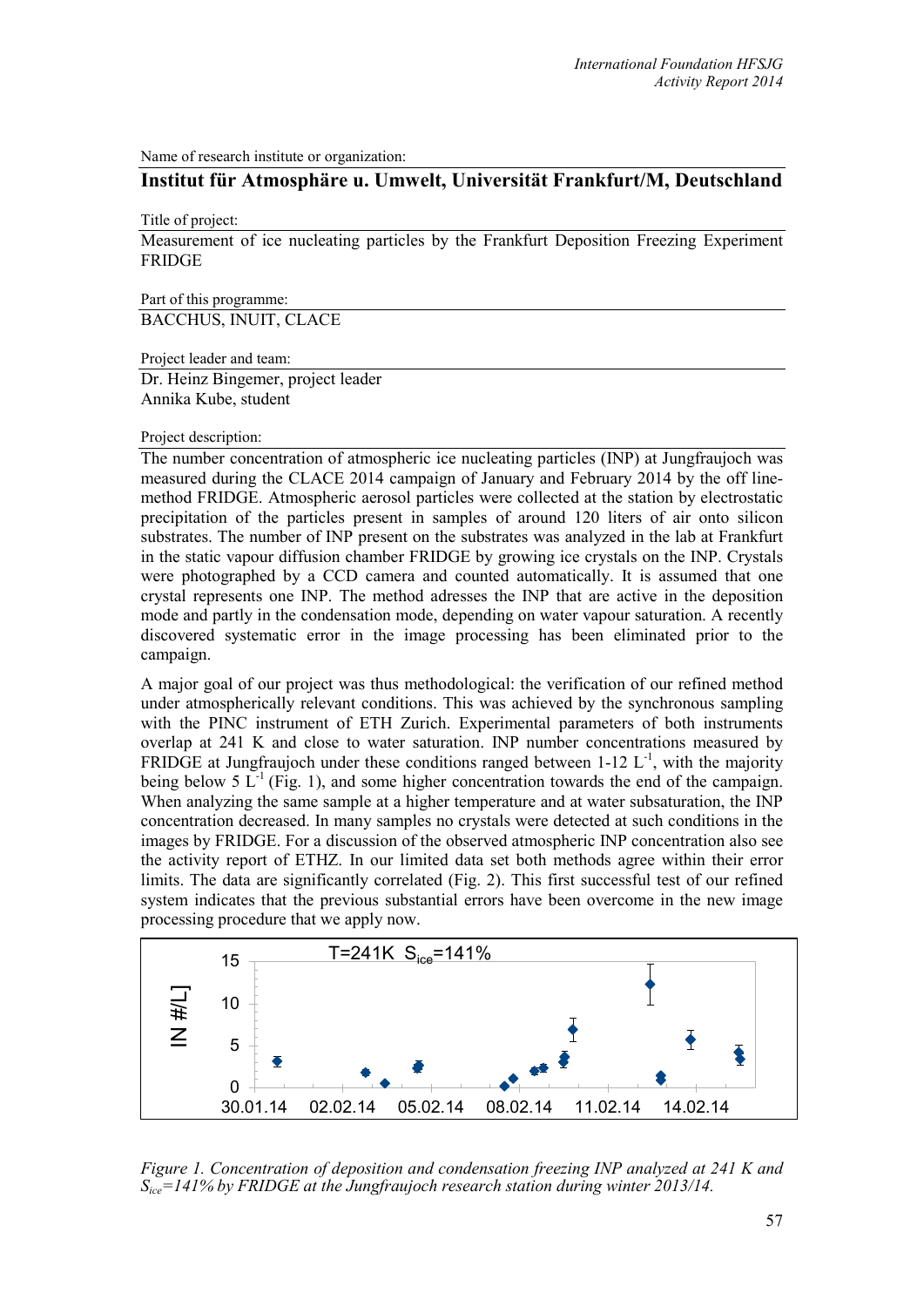Name of research institute or organization:

## Institut für Atmosphäre u. Umwelt, Universität Frankfurt/M, Deutschland

Title of project:

Measurement of ice nucleating particles by the Frankfurt Deposition Freezing Experiment FRIDGE

Part of this programme:

BACCHUS, INUIT, CLACE

Project leader and team:

Dr. Heinz Bingemer, project leader
Annika Kube, student

Project description:

The number concentration of atmospheric ice nucleating particles (INP) at Jungfraujoch was measured during the CLACE 2014 campaign of January and February 2014 by the off line-method FRIDGE. Atmospheric aerosol particles were collected at the station by electrostatic precipitation of the particles present in samples of around 120 liters of air onto silicon substrates. The number of INP present on the substrates was analyzed in the lab at Frankfurt in the static vapour diffusion chamber FRIDGE by growing ice crystals on the INP. Crystals were photographed by a CCD camera and counted automatically. It is assumed that one crystal represents one INP. The method adresses the INP that are active in the deposition mode and partly in the condensation mode, depending on water vapour saturation. A recently discovered systematic error in the image processing has been eliminated prior to the campaign.

A major goal of our project was thus methodological: the verification of our refined method under atmospherically relevant conditions. This was achieved by the synchronous sampling with the PINC instrument of ETH Zurich. Experimental parameters of both instruments overlap at 241 K and close to water saturation. INP number concentrations measured by FRIDGE at Jungfraujoch under these conditions ranged between 1-12 $L^{-1}$, with the majority being below 5 $L^{-1}$ (Fig. 1), and some higher concentration towards the end of the campaign. When analyzing the same sample at a higher temperature and at water subsaturation, the INP concentration decreased. In many samples no crystals were detected at such conditions in the images by FRIDGE. For a discussion of the observed atmospheric INP concentration also see the activity report of ETHZ. In our limited data set both methods agree within their error limits. The data are significantly correlated (Fig. 2). This first successful test of our refined system indicates that the previous substantial errors have been overcome in the new image processing procedure that we apply now.

*Figure 1. Concentration of deposition and condensation freezing INP analyzed at 241 K and $S_{ice}$=141% by FRIDGE at the Jungfraujoch research station during winter 2013/14.*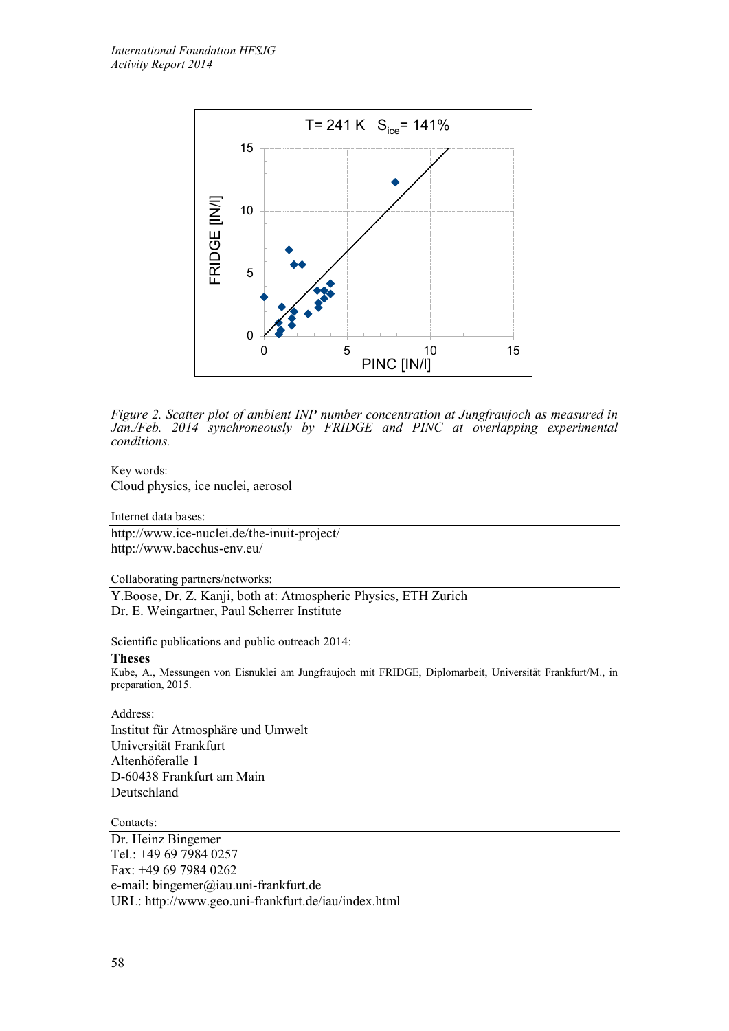T= 241 K $S_{ice}$= 141%

FRIDGE [IN/l]

15
10
5
0

0
5
10
15

PINC [IN/l]

*Figure 2. Scatter plot of ambient INP number concentration at Jungfraujoch as measured in Jan./Feb. 2014 synchroneously by FRIDGE and PINC at overlapping experimental conditions.*

Key words:

Cloud physics, ice nuclei, aerosol

Internet data bases:

http://www.ice-nuclei.de/the-inuit-project/
http://www.bacchus-env.eu/

Collaborating partners/networks:

Y.Boose, Dr. Z. Kanji, both at: Atmospheric Physics, ETH Zurich
Dr. E. Weingartner, Paul Scherrer Institute

Scientific publications and public outreach 2014:

**Theses**

Kube, A., Messungen von Eisnuklei am Jungfraujoch mit FRIDGE, Diplomarbeit, Universität Frankfurt/M., in preparation, 2015.

Address:

Institut für Atmosphäre und Umwelt
Universität Frankfurt
Altenhöferalle 1
D-60438 Frankfurt am Main
Deutschland

Contacts:

Dr. Heinz Bingemer
Tel.: +49 69 7984 0257
Fax: +49 69 7984 0262
e-mail: bingemer@iau.uni-frankfurt.de
URL: http://www.geo.uni-frankfurt.de/iau/index.html